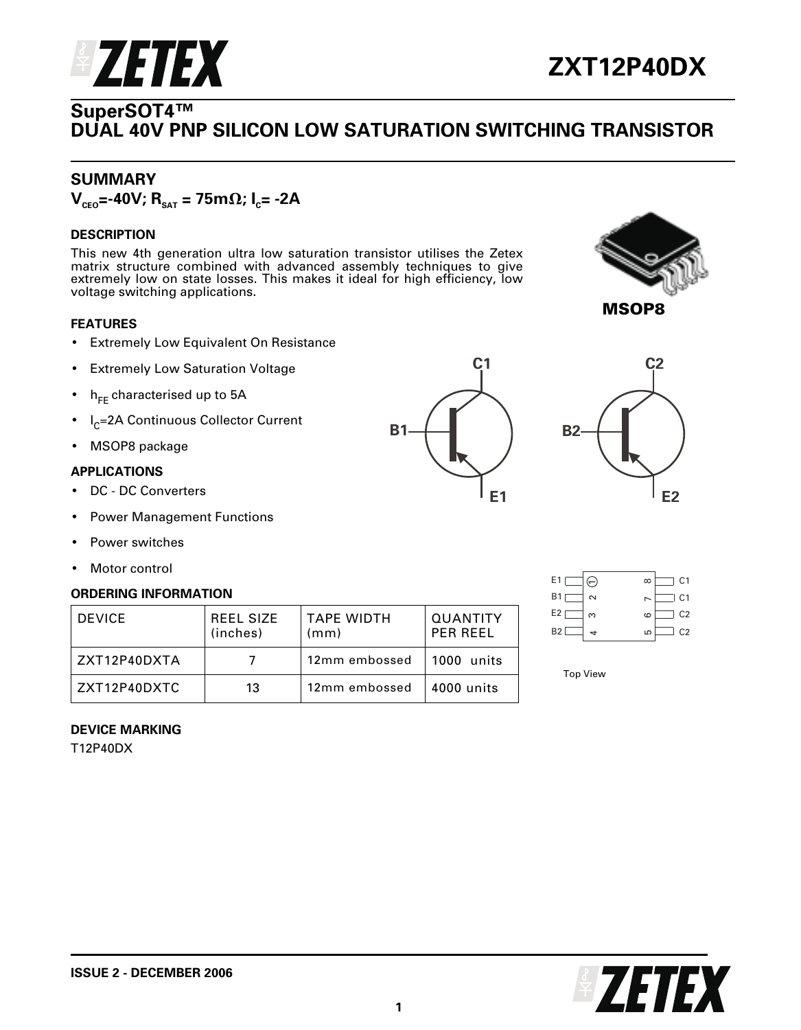# ZXT12P40DX

## SuperSOT4™
## DUAL 40V PNP SILICON LOW SATURATION SWITCHING TRANSISTOR

### SUMMARY

$V_{CEO}$=-40V; $R_{SAT}$ = 75mΩ; $I_C$= -2A

#### DESCRIPTION

This new 4th generation ultra low saturation transistor utilises the Zetex matrix structure combined with advanced assembly techniques to give extremely low on state losses. This makes it ideal for high efficiency, low voltage switching applications.

MSOP8

#### FEATURES

- Extremely Low Equivalent On Resistance
- Extremely Low Saturation Voltage
- $h_{FE}$ characterised up to 5A
- $I_C$=2A Continuous Collector Current
- MSOP8 package

#### APPLICATIONS

- DC - DC Converters
- Power Management Functions
- Power switches
- Motor control

C1
B1
E1

C2
B2
E2

E1 1 8 C1
B1 2 7 C1
E2 3 6 C2
B2 4 5 C2

Top View

#### ORDERING INFORMATION

| DEVICE | REEL SIZE (inches) | TAPE WIDTH (mm) | QUANTITY PER REEL |
|---|---|---|---|
| ZXT12P40DXTA | 7 | 12mm embossed | 1000 units |
| ZXT12P40DXTC | 13 | 12mm embossed | 4000 units |

#### DEVICE MARKING

T12P40DX

ISSUE 2 - DECEMBER 2006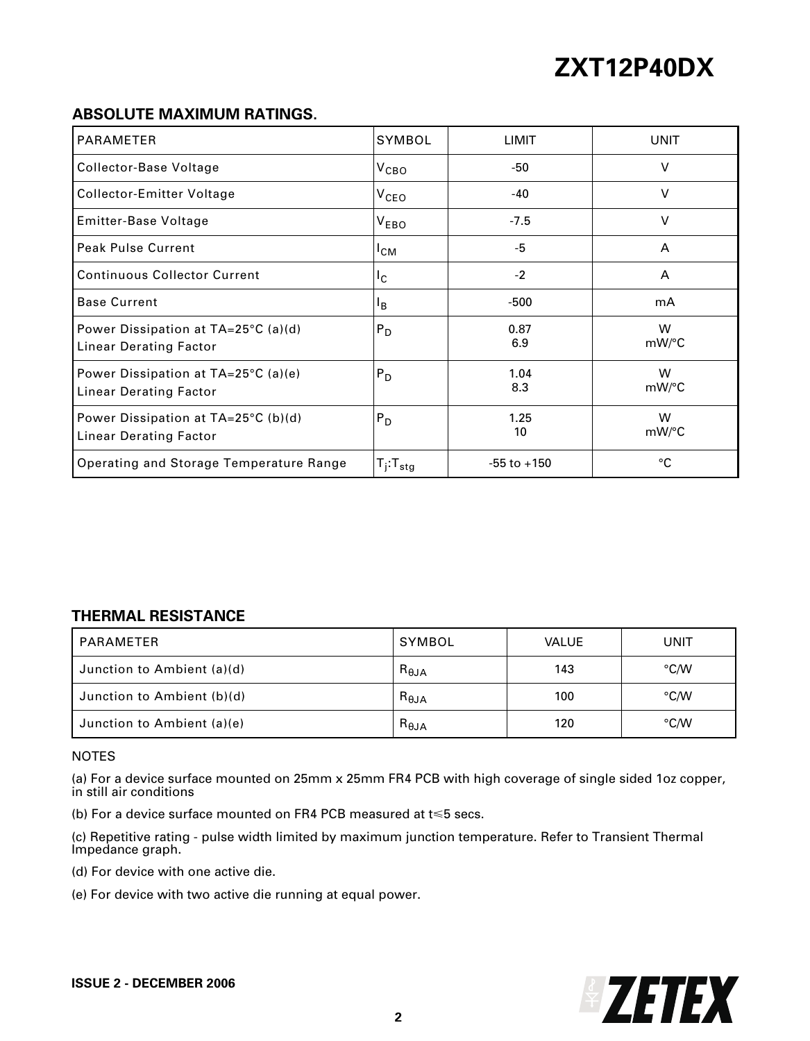## ABSOLUTE MAXIMUM RATINGS.

| PARAMETER | SYMBOL | LIMIT | UNIT |
|---|---|---|---|
| Collector-Base Voltage | $V_{CBO}$ | -50 | V |
| Collector-Emitter Voltage | $V_{CEO}$ | -40 | V |
| Emitter-Base Voltage | $V_{EBO}$ | -7.5 | V |
| Peak Pulse Current | $I_{CM}$ | -5 | A |
| Continuous Collector Current | $I_C$ | -2 | A |
| Base Current | $I_B$ | -500 | mA |
| Power Dissipation at TA=25°C (a)(d)<br>Linear Derating Factor | $P_D$ | 0.87<br>6.9 | W<br>mW/°C |
| Power Dissipation at TA=25°C (a)(e)<br>Linear Derating Factor | $P_D$ | 1.04<br>8.3 | W<br>mW/°C |
| Power Dissipation at TA=25°C (b)(d)<br>Linear Derating Factor | $P_D$ | 1.25<br>10 | W<br>mW/°C |
| Operating and Storage Temperature Range | $T_j$:$T_{stg}$ | -55 to +150 | °C |

## THERMAL RESISTANCE

| PARAMETER | SYMBOL | VALUE | UNIT |
|---|---|---|---|
| Junction to Ambient (a)(d) | $R_{\theta JA}$ | 143 | °C/W |
| Junction to Ambient (b)(d) | $R_{\theta JA}$ | 100 | °C/W |
| Junction to Ambient (a)(e) | $R_{\theta JA}$ | 120 | °C/W |

NOTES

(a) For a device surface mounted on 25mm x 25mm FR4 PCB with high coverage of single sided 1oz copper, in still air conditions

(b) For a device surface mounted on FR4 PCB measured at t≤5 secs.

(c) Repetitive rating - pulse width limited by maximum junction temperature. Refer to Transient Thermal Impedance graph.

(d) For device with one active die.

(e) For device with two active die running at equal power.

ISSUE 2 - DECEMBER 2006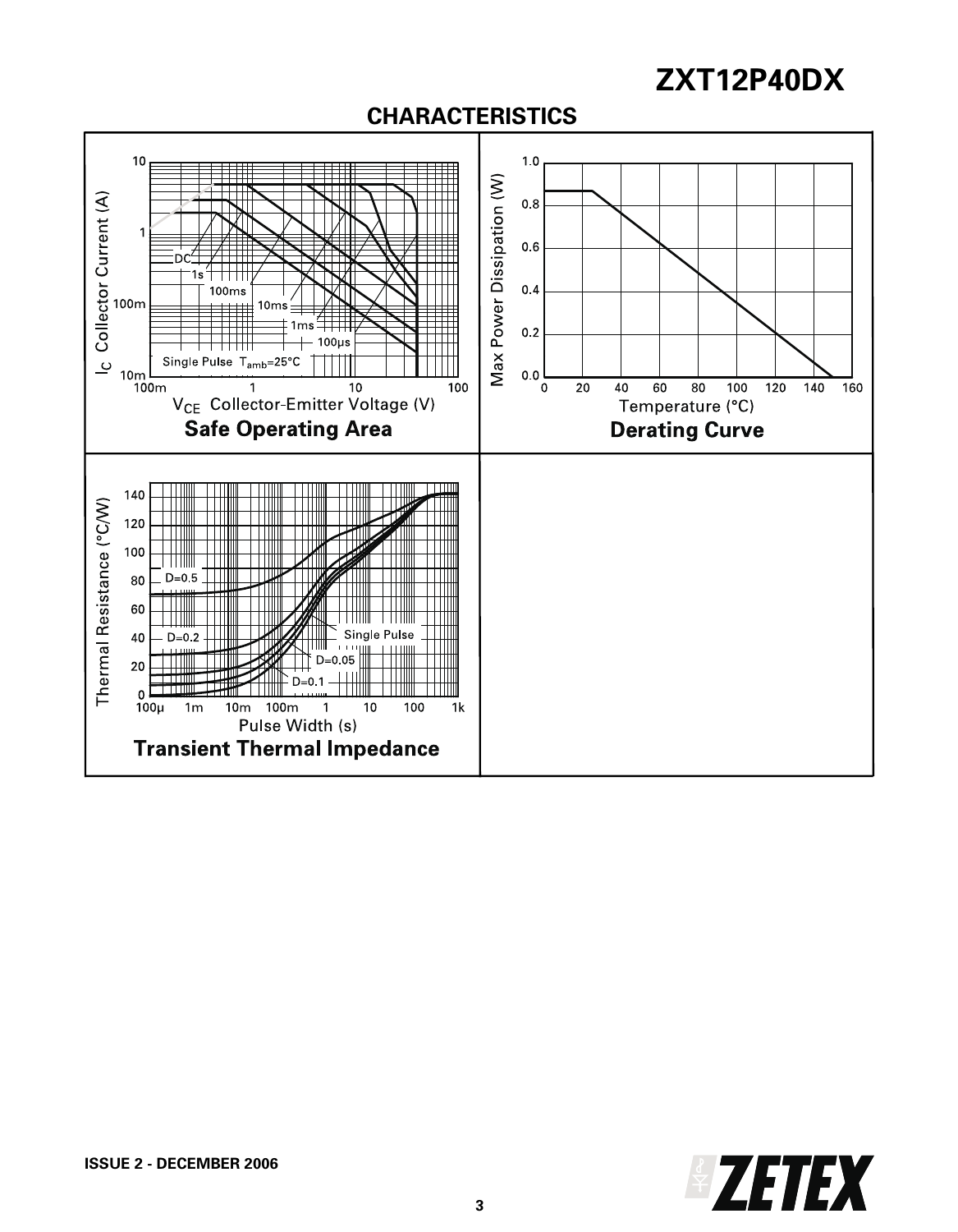## CHARACTERISTICS

$I_C$ Collector Current (A)

10

1

100m

10m

100m

1

10

100

$V_{CE}$ Collector-Emitter Voltage (V)

DC

1s

100ms

10ms

1ms

100µs

Single Pulse $T_{amb}$=25°C

**Safe Operating Area**

Max Power Dissipation (W)

1.0

0.8

0.6

0.4

0.2

0.0

0 20 40 60 80 100 120 140 160

Temperature (°C)

**Derating Curve**

Thermal Resistance (°C/W)

140

120

100

80

60

40

20

0

100µ 1m 10m 100m 1 10 100 1k

Pulse Width (s)

D=0.5

D=0.2

Single Pulse

D=0.05

D=0.1

**Transient Thermal Impedance**

ISSUE 2 - DECEMBER 2006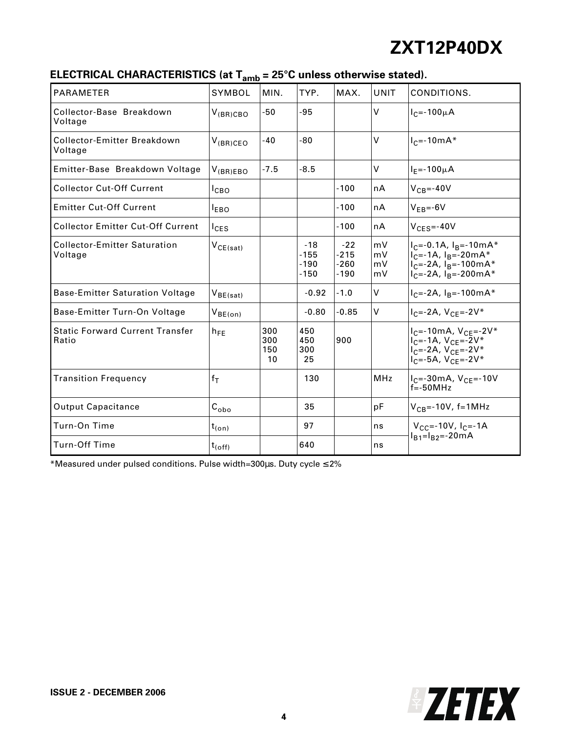## ELECTRICAL CHARACTERISTICS (at $T_{amb}$ = 25°C unless otherwise stated).

| PARAMETER | SYMBOL | MIN. | TYP. | MAX. | UNIT | CONDITIONS. |
|---|---|---|---|---|---|---|
| Collector-Base Breakdown Voltage | $V_{(BR)CBO}$ | -50 | -95 | | V | $I_C$=-100μA |
| Collector-Emitter Breakdown Voltage | $V_{(BR)CEO}$ | -40 | -80 | | V | $I_C$=-10mA* |
| Emitter-Base Breakdown Voltage | $V_{(BR)EBO}$ | -7.5 | -8.5 | | V | $I_E$=-100μA |
| Collector Cut-Off Current | $I_{CBO}$ | | | -100 | nA | $V_{CB}$=-40V |
| Emitter Cut-Off Current | $I_{EBO}$ | | | -100 | nA | $V_{EB}$=-6V |
| Collector Emitter Cut-Off Current | $I_{CES}$ | | | -100 | nA | $V_{CES}$=-40V |
| Collector-Emitter Saturation Voltage | $V_{CE(sat)}$ | | -18<br>-155<br>-190<br>-150 | -22<br>-215<br>-260<br>-190 | mV<br>mV<br>mV<br>mV | $I_C$=-0.1A, $I_B$=-10mA*<br>$I_C$=-1A, $I_B$=-20mA*<br>$I_C$=-2A, $I_B$=-100mA*<br>$I_C$=-2A, $I_B$=-200mA* |
| Base-Emitter Saturation Voltage | $V_{BE(sat)}$ | | -0.92 | -1.0 | V | $I_C$=-2A, $I_B$=-100mA* |
| Base-Emitter Turn-On Voltage | $V_{BE(on)}$ | | -0.80 | -0.85 | V | $I_C$=-2A, $V_{CE}$=-2V* |
| Static Forward Current Transfer Ratio | $h_{FE}$ | 300<br>300<br>150<br>10 | 450<br>450<br>300<br>25 | <br>900 | | $I_C$=-10mA, $V_{CE}$=-2V*<br>$I_C$=-1A, $V_{CE}$=-2V*<br>$I_C$=-2A, $V_{CE}$=-2V*<br>$I_C$=-5A, $V_{CE}$=-2V* |
| Transition Frequency | $f_T$ | | 130 | | MHz | $I_C$=-30mA, $V_{CE}$=-10V f=-50MHz |
| Output Capacitance | $C_{obo}$ | | 35 | | pF | $V_{CB}$=-10V, f=1MHz |
| Turn-On Time | $t_{(on)}$ | | 97 | | ns | $V_{CC}$=-10V, $I_C$=-1A $I_{B1}$=$I_{B2}$=-20mA |
| Turn-Off Time | $t_{(off)}$ | | 640 | | ns | |

*Measured under pulsed conditions. Pulse width=300μs. Duty cycle ≤2%

ISSUE 2 - DECEMBER 2006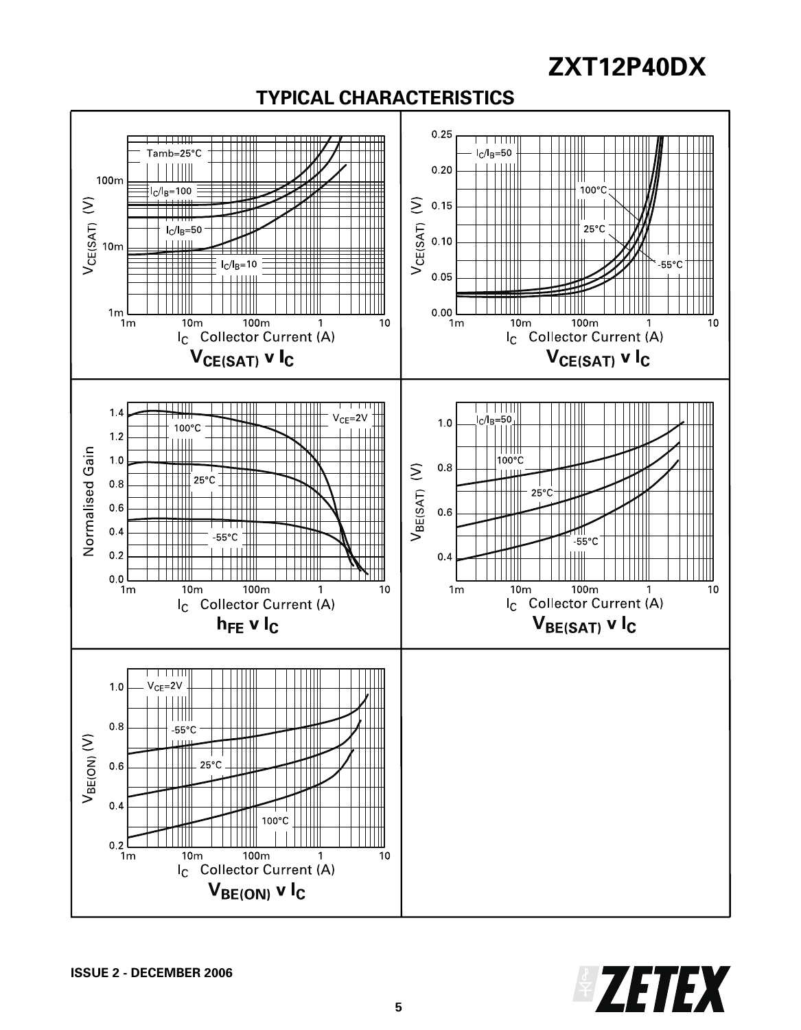## TYPICAL CHARACTERISTICS

Tamb=25°C

$I_C/I_B$=100

$I_C/I_B$=50

$I_C/I_B$=10

$V_{CE(SAT)}$ (V)

100m

10m

1m

1m 10m 100m 1 10

$I_C$ Collector Current (A)

**$V_{CE(SAT)}$ v $I_C$**

$I_C/I_B$=50

100°C

25°C

-55°C

$V_{CE(SAT)}$ (V)

0.25 0.20 0.15 0.10 0.05 0.00

1m 10m 100m 1 10

$I_C$ Collector Current (A)

**$V_{CE(SAT)}$ v $I_C$**

$V_{CE}$=2V

100°C

25°C

-55°C

Normalised Gain

1.4 1.2 1.0 0.8 0.6 0.4 0.2 0.0

1m 10m 100m 1 10

$I_C$ Collector Current (A)

**$h_{FE}$ v $I_C$**

$I_C/I_B$=50

100°C

25°C

-55°C

$V_{BE(SAT)}$ (V)

1.0 0.8 0.6 0.4

1m 10m 100m 1 10

$I_C$ Collector Current (A)

**$V_{BE(SAT)}$ v $I_C$**

$V_{CE}$=2V

-55°C

25°C

100°C

$V_{BE(ON)}$ (V)

1.0 0.8 0.6 0.4 0.2

1m 10m 100m 1 10

$I_C$ Collector Current (A)

**$V_{BE(ON)}$ v $I_C$**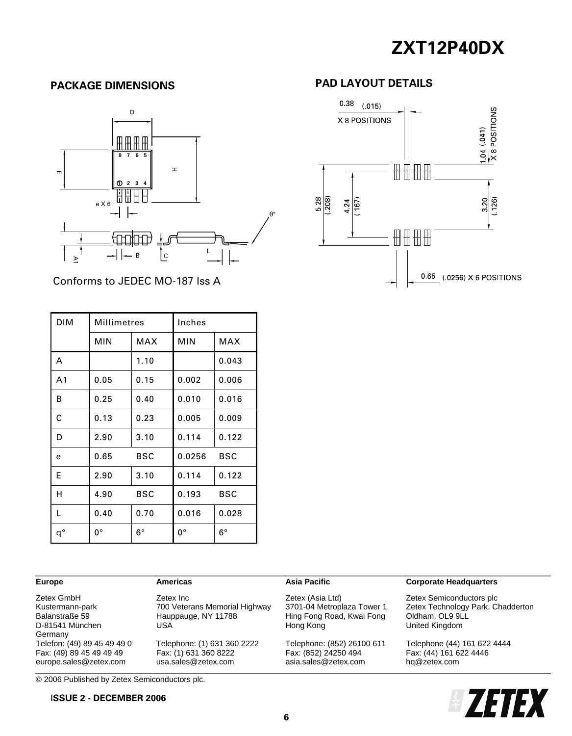## PACKAGE DIMENSIONS

Conforms to JEDEC MO-187 Iss A

## PAD LAYOUT DETAILS

0.38 (.015)
X 8 POSITIONS

1.04 (.041)
X 8 POSITIONS

5.28 (.208)

4.24 (.167)

3.20 (.126)

0.65 (.0256) X 6 POSITIONS

| DIM | Millimetres | | Inches | |
|---|---|---|---|---|
| | MIN | MAX | MIN | MAX |
| A | | 1.10 | | 0.043 |
| A1 | 0.05 | 0.15 | 0.002 | 0.006 |
| B | 0.25 | 0.40 | 0.010 | 0.016 |
| C | 0.13 | 0.23 | 0.005 | 0.009 |
| D | 2.90 | 3.10 | 0.114 | 0.122 |
| e | 0.65 | BSC | 0.0256 | BSC |
| E | 2.90 | 3.10 | 0.114 | 0.122 |
| H | 4.90 | BSC | 0.193 | BSC |
| L | 0.40 | 0.70 | 0.016 | 0.028 |
| q° | 0° | 6° | 0° | 6° |

| Europe | Americas | Asia Pacific | Corporate Headquarters |
|---|---|---|---|
| Zetex GmbH<br>Kustermann-park<br>Balanstraße 59<br>D-81541 München<br>Germany<br>Telefon: (49) 89 45 49 49 0<br>Fax: (49) 89 45 49 49 49<br>europe.sales@zetex.com | Zetex Inc<br>700 Veterans Memorial Highway<br>Hauppauge, NY 11788<br>USA<br>Telephone: (1) 631 360 2222<br>Fax: (1) 631 360 8222<br>usa.sales@zetex.com | Zetex (Asia Ltd)<br>3701-04 Metroplaza Tower 1<br>Hing Fong Road, Kwai Fong<br>Hong Kong<br>Telephone: (852) 26100 611<br>Fax: (852) 24250 494<br>asia.sales@zetex.com | Zetex Semiconductors plc<br>Zetex Technology Park, Chadderton<br>Oldham, OL9 9LL<br>United Kingdom<br>Telephone (44) 161 622 4444<br>Fax: (44) 161 622 4446<br>hq@zetex.com |

© 2006 Published by Zetex Semiconductors plc.

ISSUE 2 - DECEMBER 2006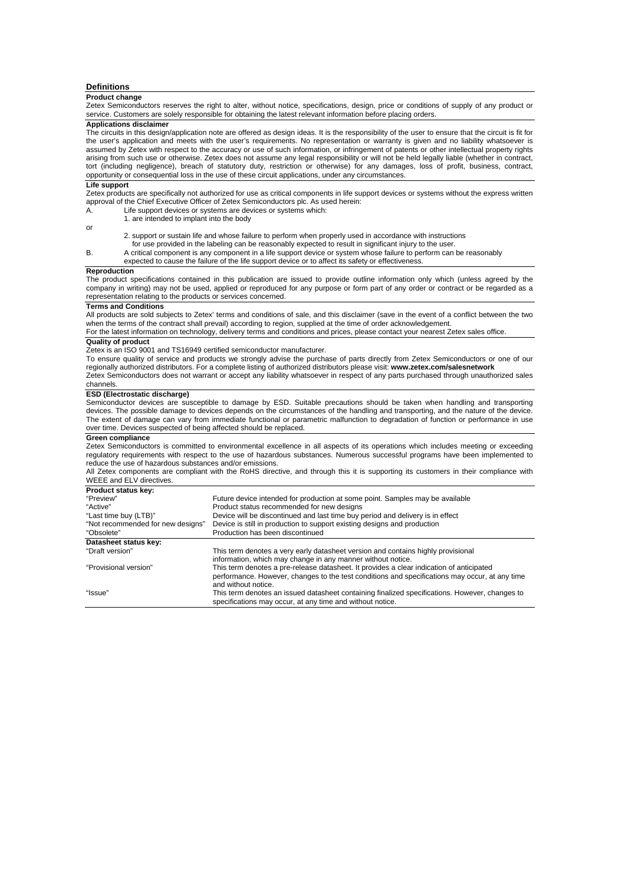## Definitions

### Product change

Zetex Semiconductors reserves the right to alter, without notice, specifications, design, price or conditions of supply of any product or service. Customers are solely responsible for obtaining the latest relevant information before placing orders.

### Applications disclaimer

The circuits in this design/application note are offered as design ideas. It is the responsibility of the user to ensure that the circuit is fit for the user's application and meets with the user's requirements. No representation or warranty is given and no liability whatsoever is assumed by Zetex with respect to the accuracy or use of such information, or infringement of patents or other intellectual property rights arising from such use or otherwise. Zetex does not assume any legal responsibility or will not be held legally liable (whether in contract, tort (including negligence), breach of statutory duty, restriction or otherwise) for any damages, loss of profit, business, contract, opportunity or consequential loss in the use of these circuit applications, under any circumstances.

### Life support

Zetex products are specifically not authorized for use as critical components in life support devices or systems without the express written approval of the Chief Executive Officer of Zetex Semiconductors plc. As used herein:

A. Life support devices or systems are devices or systems which:
1. are intended to implant into the body

or

2. support or sustain life and whose failure to perform when properly used in accordance with instructions for use provided in the labeling can be reasonably expected to result in significant injury to the user.

B. A critical component is any component in a life support device or system whose failure to perform can be reasonably expected to cause the failure of the life support device or to affect its safety or effectiveness.

### Reproduction

The product specifications contained in this publication are issued to provide outline information only which (unless agreed by the company in writing) may not be used, applied or reproduced for any purpose or form part of any order or contract or be regarded as a representation relating to the products or services concerned.

### Terms and Conditions

All products are sold subjects to Zetex' terms and conditions of sale, and this disclaimer (save in the event of a conflict between the two when the terms of the contract shall prevail) according to region, supplied at the time of order acknowledgement.

For the latest information on technology, delivery terms and conditions and prices, please contact your nearest Zetex sales office.

### Quality of product

Zetex is an ISO 9001 and TS16949 certified semiconductor manufacturer.

To ensure quality of service and products we strongly advise the purchase of parts directly from Zetex Semiconductors or one of our regionally authorized distributors. For a complete listing of authorized distributors please visit: **www.zetex.com/salesnetwork**

Zetex Semiconductors does not warrant or accept any liability whatsoever in respect of any parts purchased through unauthorized sales channels.

### ESD (Electrostatic discharge)

Semiconductor devices are susceptible to damage by ESD. Suitable precautions should be taken when handling and transporting devices. The possible damage to devices depends on the circumstances of the handling and transporting, and the nature of the device. The extent of damage can vary from immediate functional or parametric malfunction to degradation of function or performance in use over time. Devices suspected of being affected should be replaced.

### Green compliance

Zetex Semiconductors is committed to environmental excellence in all aspects of its operations which includes meeting or exceeding regulatory requirements with respect to the use of hazardous substances. Numerous successful programs have been implemented to reduce the use of hazardous substances and/or emissions.

All Zetex components are compliant with the RoHS directive, and through this it is supporting its customers in their compliance with WEEE and ELV directives.

| **Product status key:** | |
| --- | --- |
| "Preview" | Future device intended for production at some point. Samples may be available |
| "Active" | Product status recommended for new designs |
| "Last time buy (LTB)" | Device will be discontinued and last time buy period and delivery is in effect |
| "Not recommended for new designs" | Device is still in production to support existing designs and production |
| "Obsolete" | Production has been discontinued |

| **Datasheet status key:** | |
| --- | --- |
| "Draft version" | This term denotes a very early datasheet version and contains highly provisional information, which may change in any manner without notice. |
| "Provisional version" | This term denotes a pre-release datasheet. It provides a clear indication of anticipated performance. However, changes to the test conditions and specifications may occur, at any time and without notice. |
| "Issue" | This term denotes an issued datasheet containing finalized specifications. However, changes to specifications may occur, at any time and without notice. |